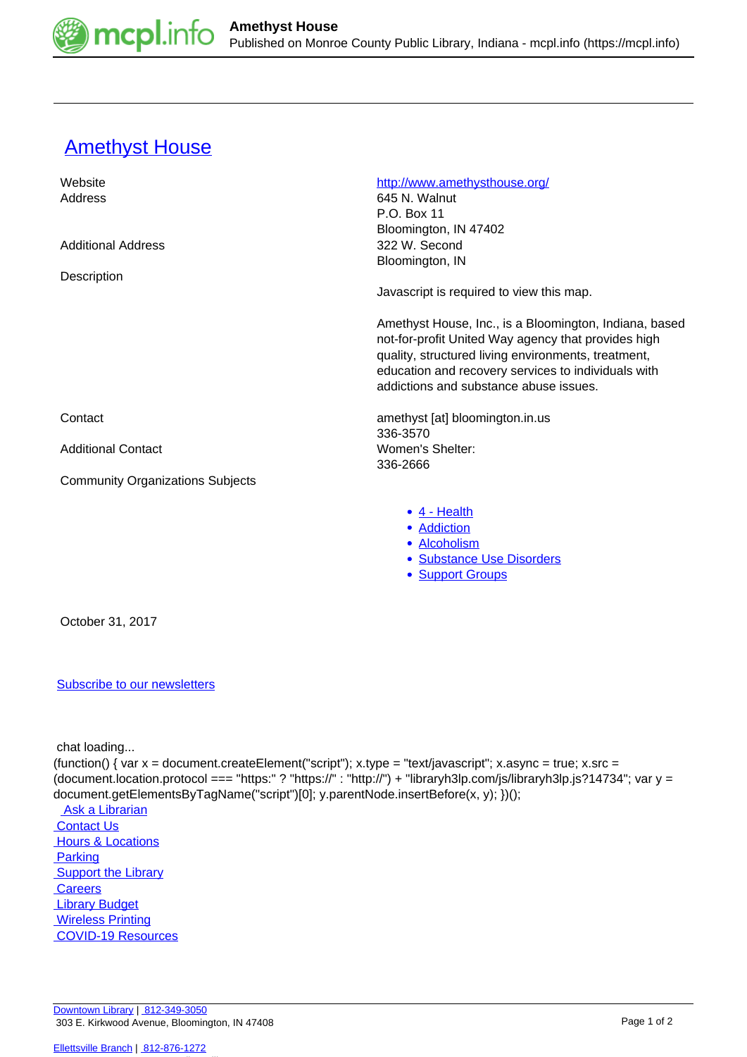# Amethyst House

| | |
|---|---|
| Website | http://www.amethysthouse.org/ |
| Address | 645 N. Walnut<br>P.O. Box 11<br>Bloomington, IN 47402 |
| Additional Address | 322 W. Second<br>Bloomington, IN |
| Description | Javascript is required to view this map.<br><br>Amethyst House, Inc., is a Bloomington, Indiana, based not-for-profit United Way agency that provides high quality, structured living environments, treatment, education and recovery services to individuals with addictions and substance abuse issues. |
| Contact | amethyst [at] bloomington.in.us<br>336-3570 |
| Additional Contact | Women's Shelter:<br>336-2666 |
| Community Organizations Subjects | • 4 - Health<br>• Addiction<br>• Alcoholism<br>• Substance Use Disorders<br>• Support Groups |

October 31, 2017

Subscribe to our newsletters

chat loading...

```
(function() { var x = document.createElement("script"); x.type = "text/javascript"; x.async = true; x.src = (document.location.protocol === "https:" ? "https://" : "http://") + "libraryh3lp.com/js/libraryh3lp.js?14734"; var y = document.getElementsByTagName("script")[0]; y.parentNode.insertBefore(x, y); })();
```

- Ask a Librarian
- Contact Us
- Hours & Locations
- Parking
- Support the Library
- Careers
- Library Budget
- Wireless Printing
- COVID-19 Resources

Downtown Library | 812-349-3050
303 E. Kirkwood Avenue, Bloomington, IN 47408

Ellettsville Branch | 812-876-1272